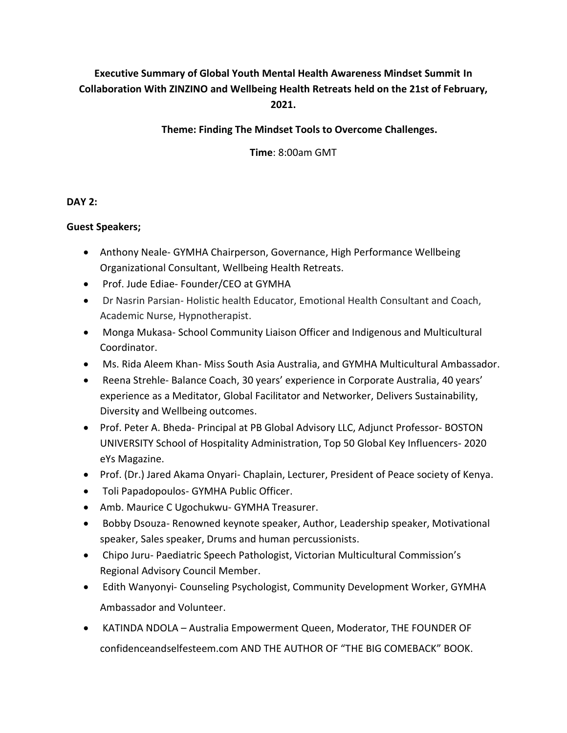**Executive Summary of Global Youth Mental Health Awareness Mindset Summit In Collaboration With ZINZINO and Wellbeing Health Retreats held on the 21st of February, 2021.**

**Theme: Finding The Mindset Tools to Overcome Challenges.**

**Time**: 8:00am GMT

**DAY 2:**

**Guest Speakers;**

- Anthony Neale- GYMHA Chairperson, Governance, High Performance Wellbeing Organizational Consultant, Wellbeing Health Retreats.
- Prof. Jude Ediae- Founder/CEO at GYMHA
- Dr Nasrin Parsian- Holistic health Educator, Emotional Health Consultant and Coach, Academic Nurse, Hypnotherapist.
- Monga Mukasa- School Community Liaison Officer and Indigenous and Multicultural Coordinator.
- Ms. Rida Aleem Khan- Miss South Asia Australia, and GYMHA Multicultural Ambassador.
- Reena Strehle- Balance Coach, 30 years' experience in Corporate Australia, 40 years' experience as a Meditator, Global Facilitator and Networker, Delivers Sustainability, Diversity and Wellbeing outcomes.
- Prof. Peter A. Bheda- Principal at PB Global Advisory LLC, Adjunct Professor- BOSTON UNIVERSITY School of Hospitality Administration, Top 50 Global Key Influencers- 2020 eYs Magazine.
- Prof. (Dr.) Jared Akama Onyari- Chaplain, Lecturer, President of Peace society of Kenya.
- Toli Papadopoulos- GYMHA Public Officer.
- Amb. Maurice C Ugochukwu- GYMHA Treasurer.
- Bobby Dsouza- Renowned keynote speaker, Author, Leadership speaker, Motivational speaker, Sales speaker, Drums and human percussionists.
- Chipo Juru- Paediatric Speech Pathologist, Victorian Multicultural Commission's Regional Advisory Council Member.
- Edith Wanyonyi- Counseling Psychologist, Community Development Worker, GYMHA Ambassador and Volunteer.
- KATINDA NDOLA – Australia Empowerment Queen, Moderator, THE FOUNDER OF confidenceandselfesteem.com AND THE AUTHOR OF "THE BIG COMEBACK" BOOK.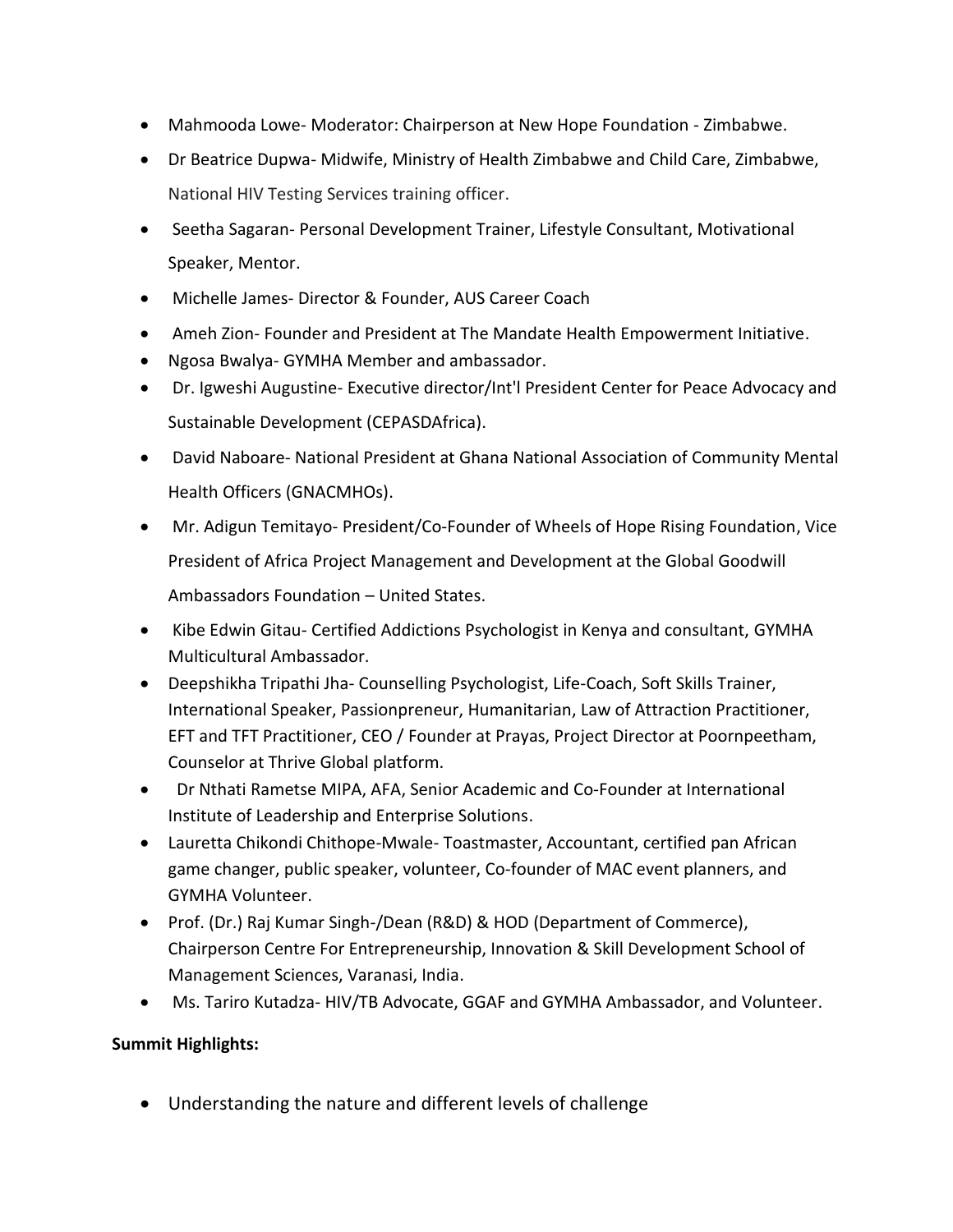- Mahmooda Lowe- Moderator: Chairperson at New Hope Foundation - Zimbabwe.
- Dr Beatrice Dupwa- Midwife, Ministry of Health Zimbabwe and Child Care, Zimbabwe, National HIV Testing Services training officer.
- Seetha Sagaran- Personal Development Trainer, Lifestyle Consultant, Motivational Speaker, Mentor.
- Michelle James- Director & Founder, AUS Career Coach
- Ameh Zion- Founder and President at The Mandate Health Empowerment Initiative.
- Ngosa Bwalya- GYMHA Member and ambassador.
- Dr. Igweshi Augustine- Executive director/Int'l President Center for Peace Advocacy and Sustainable Development (CEPASDAfrica).
- David Naboare- National President at Ghana National Association of Community Mental Health Officers (GNACMHOs).
- Mr. Adigun Temitayo- President/Co-Founder of Wheels of Hope Rising Foundation, Vice President of Africa Project Management and Development at the Global Goodwill Ambassadors Foundation – United States.
- Kibe Edwin Gitau- Certified Addictions Psychologist in Kenya and consultant, GYMHA Multicultural Ambassador.
- Deepshikha Tripathi Jha- Counselling Psychologist, Life-Coach, Soft Skills Trainer, International Speaker, Passionpreneur, Humanitarian, Law of Attraction Practitioner, EFT and TFT Practitioner, CEO / Founder at Prayas, Project Director at Poornpeetham, Counselor at Thrive Global platform.
- Dr Nthati Rametse MIPA, AFA, Senior Academic and Co-Founder at International Institute of Leadership and Enterprise Solutions.
- Lauretta Chikondi Chithope-Mwale- Toastmaster, Accountant, certified pan African game changer, public speaker, volunteer, Co-founder of MAC event planners, and GYMHA Volunteer.
- Prof. (Dr.) Raj Kumar Singh-/Dean (R&D) & HOD (Department of Commerce), Chairperson Centre For Entrepreneurship, Innovation & Skill Development School of Management Sciences, Varanasi, India.
- Ms. Tariro Kutadza- HIV/TB Advocate, GGAF and GYMHA Ambassador, and Volunteer.

**Summit Highlights:**

- Understanding the nature and different levels of challenge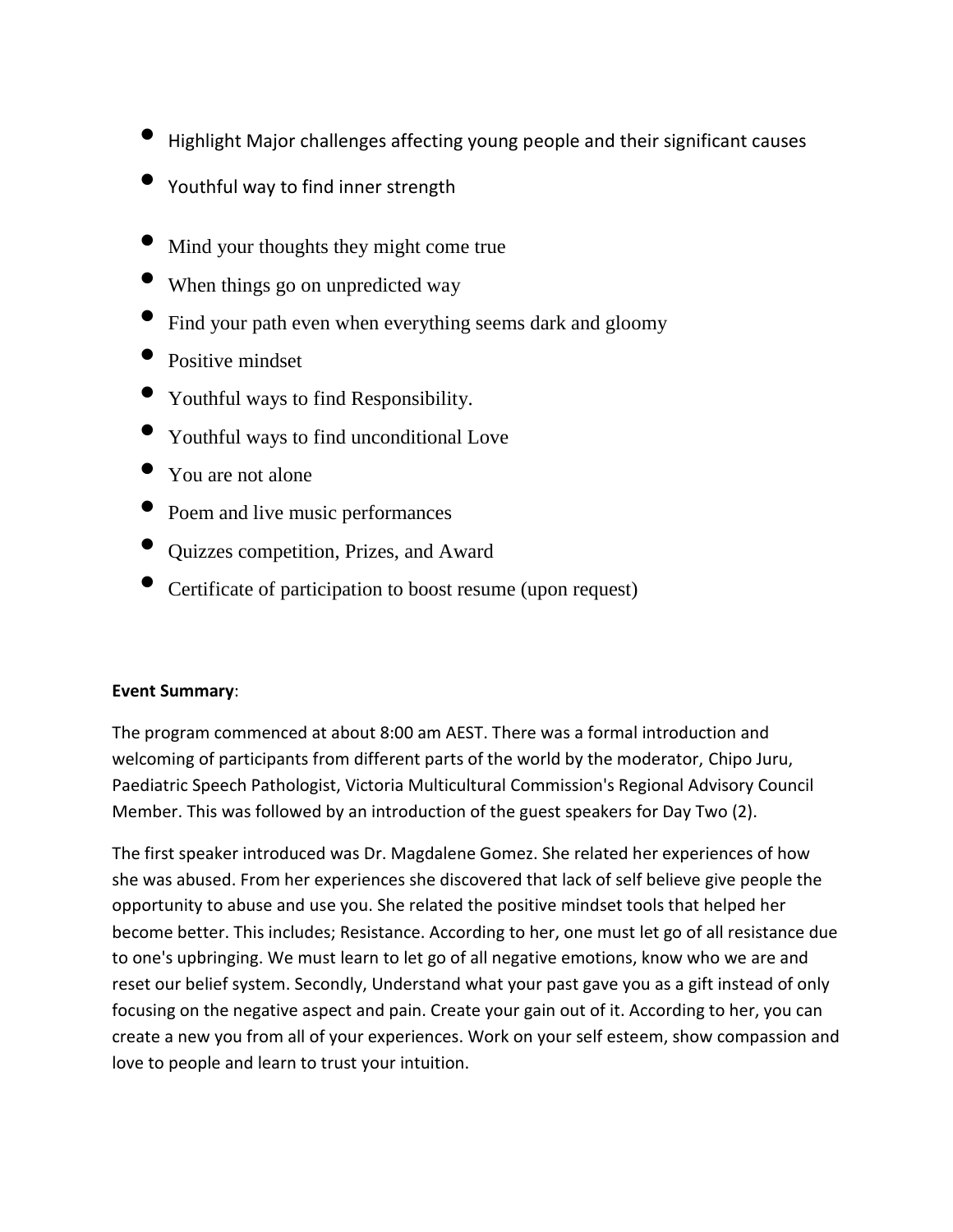- Highlight Major challenges affecting young people and their significant causes
- Youthful way to find inner strength
- Mind your thoughts they might come true
- When things go on unpredicted way
- Find your path even when everything seems dark and gloomy
- Positive mindset
- Youthful ways to find Responsibility.
- Youthful ways to find unconditional Love
- You are not alone
- Poem and live music performances
- Quizzes competition, Prizes, and Award
- Certificate of participation to boost resume (upon request)

**Event Summary**:

The program commenced at about 8:00 am AEST. There was a formal introduction and welcoming of participants from different parts of the world by the moderator, Chipo Juru, Paediatric Speech Pathologist, Victoria Multicultural Commission's Regional Advisory Council Member. This was followed by an introduction of the guest speakers for Day Two (2).

The first speaker introduced was Dr. Magdalene Gomez. She related her experiences of how she was abused. From her experiences she discovered that lack of self believe give people the opportunity to abuse and use you. She related the positive mindset tools that helped her become better. This includes; Resistance. According to her, one must let go of all resistance due to one's upbringing. We must learn to let go of all negative emotions, know who we are and reset our belief system. Secondly, Understand what your past gave you as a gift instead of only focusing on the negative aspect and pain. Create your gain out of it. According to her, you can create a new you from all of your experiences. Work on your self esteem, show compassion and love to people and learn to trust your intuition.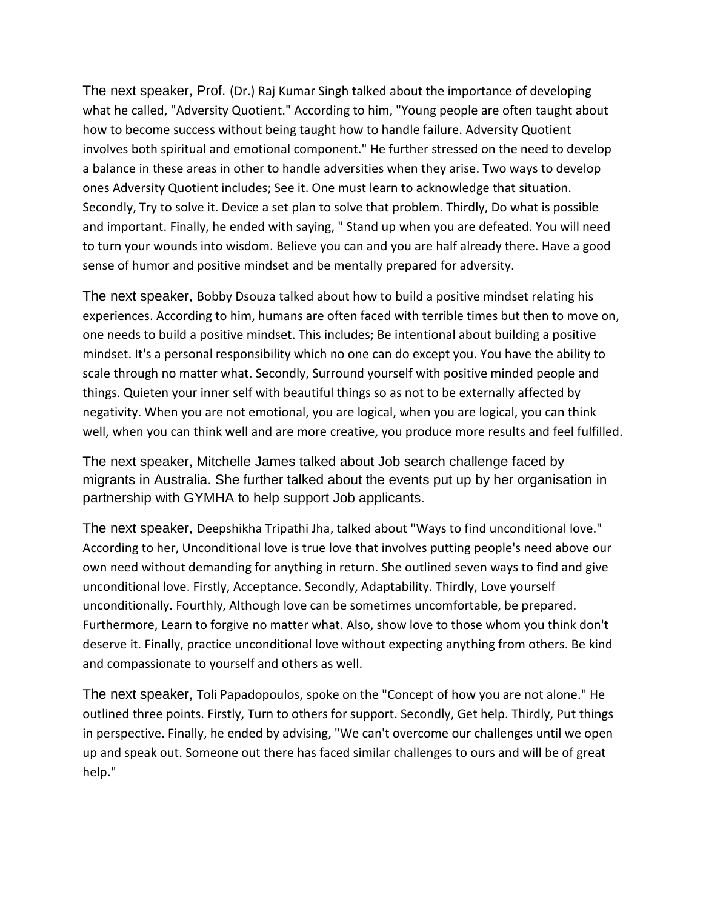The next speaker, Prof. (Dr.) Raj Kumar Singh talked about the importance of developing what he called, "Adversity Quotient." According to him, "Young people are often taught about how to become success without being taught how to handle failure. Adversity Quotient involves both spiritual and emotional component." He further stressed on the need to develop a balance in these areas in other to handle adversities when they arise. Two ways to develop ones Adversity Quotient includes; See it. One must learn to acknowledge that situation. Secondly, Try to solve it. Device a set plan to solve that problem. Thirdly, Do what is possible and important. Finally, he ended with saying, " Stand up when you are defeated. You will need to turn your wounds into wisdom. Believe you can and you are half already there. Have a good sense of humor and positive mindset and be mentally prepared for adversity.

The next speaker, Bobby Dsouza talked about how to build a positive mindset relating his experiences. According to him, humans are often faced with terrible times but then to move on, one needs to build a positive mindset. This includes; Be intentional about building a positive mindset. It's a personal responsibility which no one can do except you. You have the ability to scale through no matter what. Secondly, Surround yourself with positive minded people and things. Quieten your inner self with beautiful things so as not to be externally affected by negativity. When you are not emotional, you are logical, when you are logical, you can think well, when you can think well and are more creative, you produce more results and feel fulfilled.

The next speaker, Mitchelle James talked about Job search challenge faced by migrants in Australia. She further talked about the events put up by her organisation in partnership with GYMHA to help support Job applicants.

The next speaker, Deepshikha Tripathi Jha, talked about "Ways to find unconditional love." According to her, Unconditional love is true love that involves putting people's need above our own need without demanding for anything in return. She outlined seven ways to find and give unconditional love. Firstly, Acceptance. Secondly, Adaptability. Thirdly, Love yourself unconditionally. Fourthly, Although love can be sometimes uncomfortable, be prepared. Furthermore, Learn to forgive no matter what. Also, show love to those whom you think don't deserve it. Finally, practice unconditional love without expecting anything from others. Be kind and compassionate to yourself and others as well.

The next speaker, Toli Papadopoulos, spoke on the "Concept of how you are not alone." He outlined three points. Firstly, Turn to others for support. Secondly, Get help. Thirdly, Put things in perspective. Finally, he ended by advising, "We can't overcome our challenges until we open up and speak out. Someone out there has faced similar challenges to ours and will be of great help."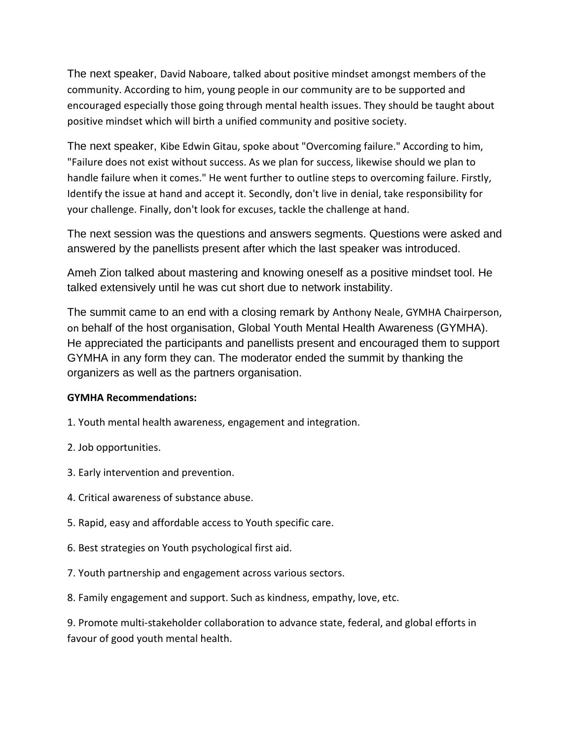The next speaker, David Naboare, talked about positive mindset amongst members of the community. According to him, young people in our community are to be supported and encouraged especially those going through mental health issues. They should be taught about positive mindset which will birth a unified community and positive society.

The next speaker, Kibe Edwin Gitau, spoke about "Overcoming failure." According to him, "Failure does not exist without success. As we plan for success, likewise should we plan to handle failure when it comes." He went further to outline steps to overcoming failure. Firstly, Identify the issue at hand and accept it. Secondly, don't live in denial, take responsibility for your challenge. Finally, don't look for excuses, tackle the challenge at hand.

The next session was the questions and answers segments. Questions were asked and answered by the panellists present after which the last speaker was introduced.

Ameh Zion talked about mastering and knowing oneself as a positive mindset tool. He talked extensively until he was cut short due to network instability.

The summit came to an end with a closing remark by Anthony Neale, GYMHA Chairperson, on behalf of the host organisation, Global Youth Mental Health Awareness (GYMHA). He appreciated the participants and panellists present and encouraged them to support GYMHA in any form they can. The moderator ended the summit by thanking the organizers as well as the partners organisation.

**GYMHA Recommendations:**

1. Youth mental health awareness, engagement and integration.

2. Job opportunities.

3. Early intervention and prevention.

4. Critical awareness of substance abuse.

5. Rapid, easy and affordable access to Youth specific care.

6. Best strategies on Youth psychological first aid.

7. Youth partnership and engagement across various sectors.

8. Family engagement and support. Such as kindness, empathy, love, etc.

9. Promote multi-stakeholder collaboration to advance state, federal, and global efforts in favour of good youth mental health.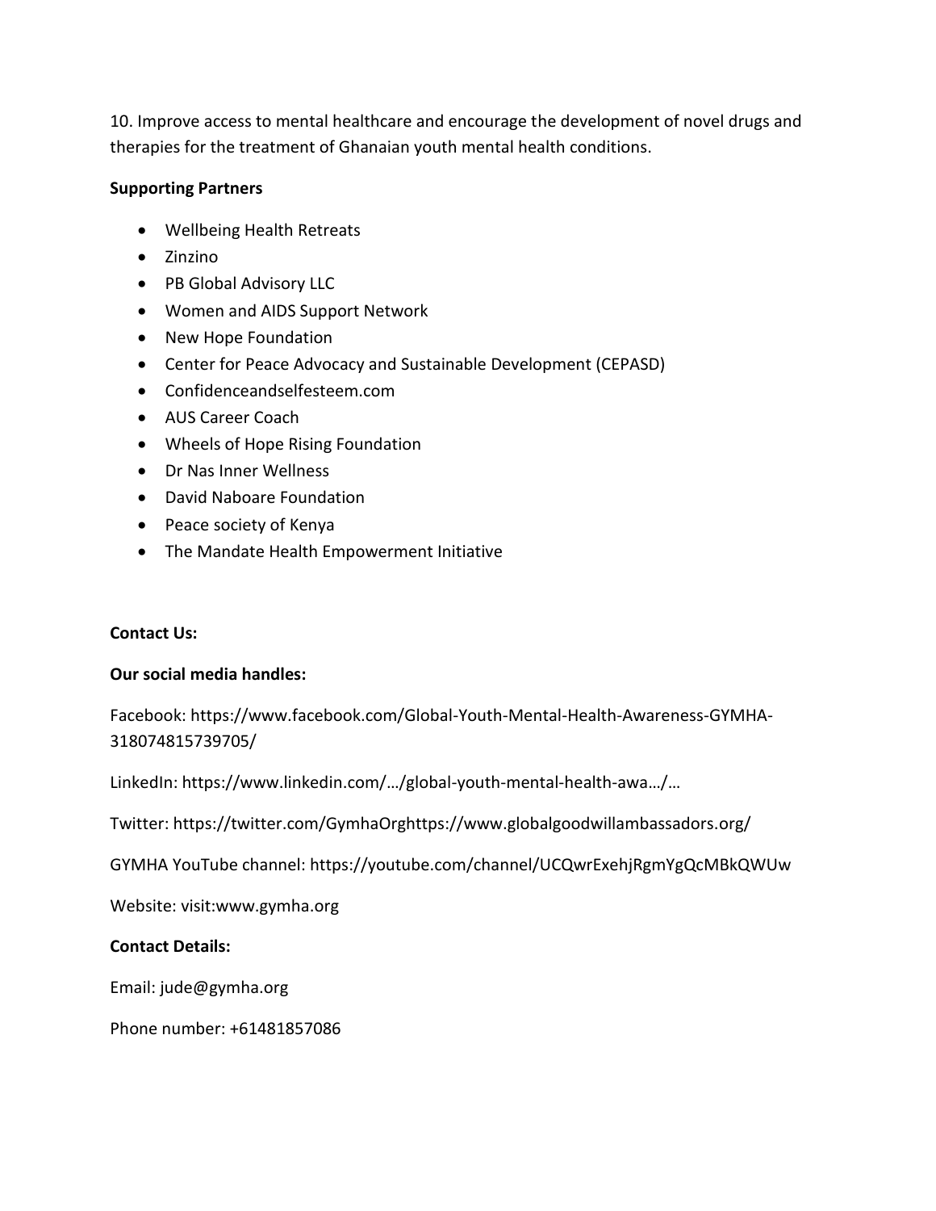10. Improve access to mental healthcare and encourage the development of novel drugs and therapies for the treatment of Ghanaian youth mental health conditions.

**Supporting Partners**

- Wellbeing Health Retreats
- Zinzino
- PB Global Advisory LLC
- Women and AIDS Support Network
- New Hope Foundation
- Center for Peace Advocacy and Sustainable Development (CEPASD)
- Confidenceandselfesteem.com
- AUS Career Coach
- Wheels of Hope Rising Foundation
- Dr Nas Inner Wellness
- David Naboare Foundation
- Peace society of Kenya
- The Mandate Health Empowerment Initiative

**Contact Us:**

**Our social media handles:**

Facebook: https://www.facebook.com/Global-Youth-Mental-Health-Awareness-GYMHA-318074815739705/

LinkedIn: https://www.linkedin.com/…/global-youth-mental-health-awa…/…

Twitter: https://twitter.com/GymhaOrghttps://www.globalgoodwillambassadors.org/

GYMHA YouTube channel: https://youtube.com/channel/UCQwrExehjRgmYgQcMBkQWUw

Website: visit:www.gymha.org

**Contact Details:**

Email: jude@gymha.org

Phone number: +61481857086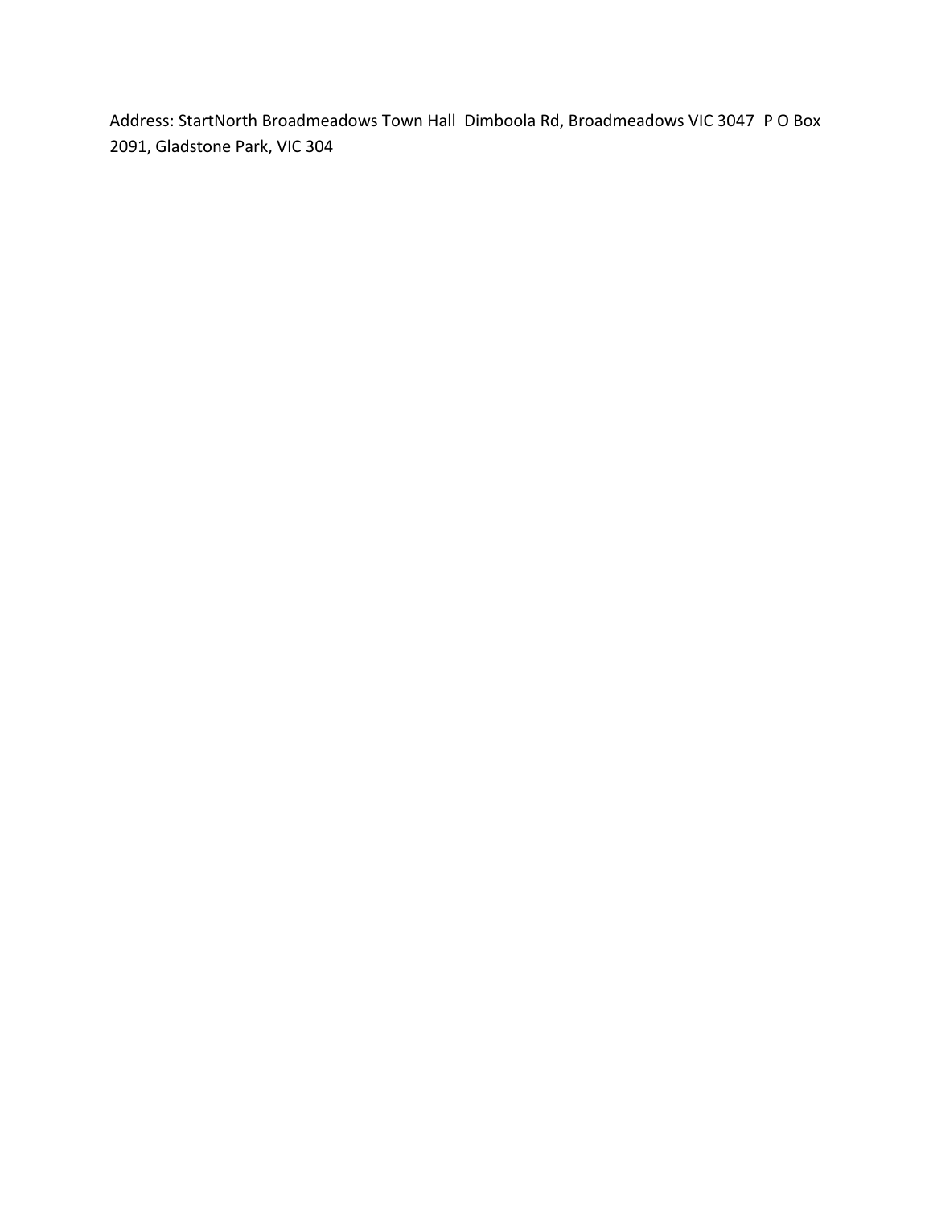Address: StartNorth Broadmeadows Town Hall Dimboola Rd, Broadmeadows VIC 3047 P O Box 2091, Gladstone Park, VIC 304